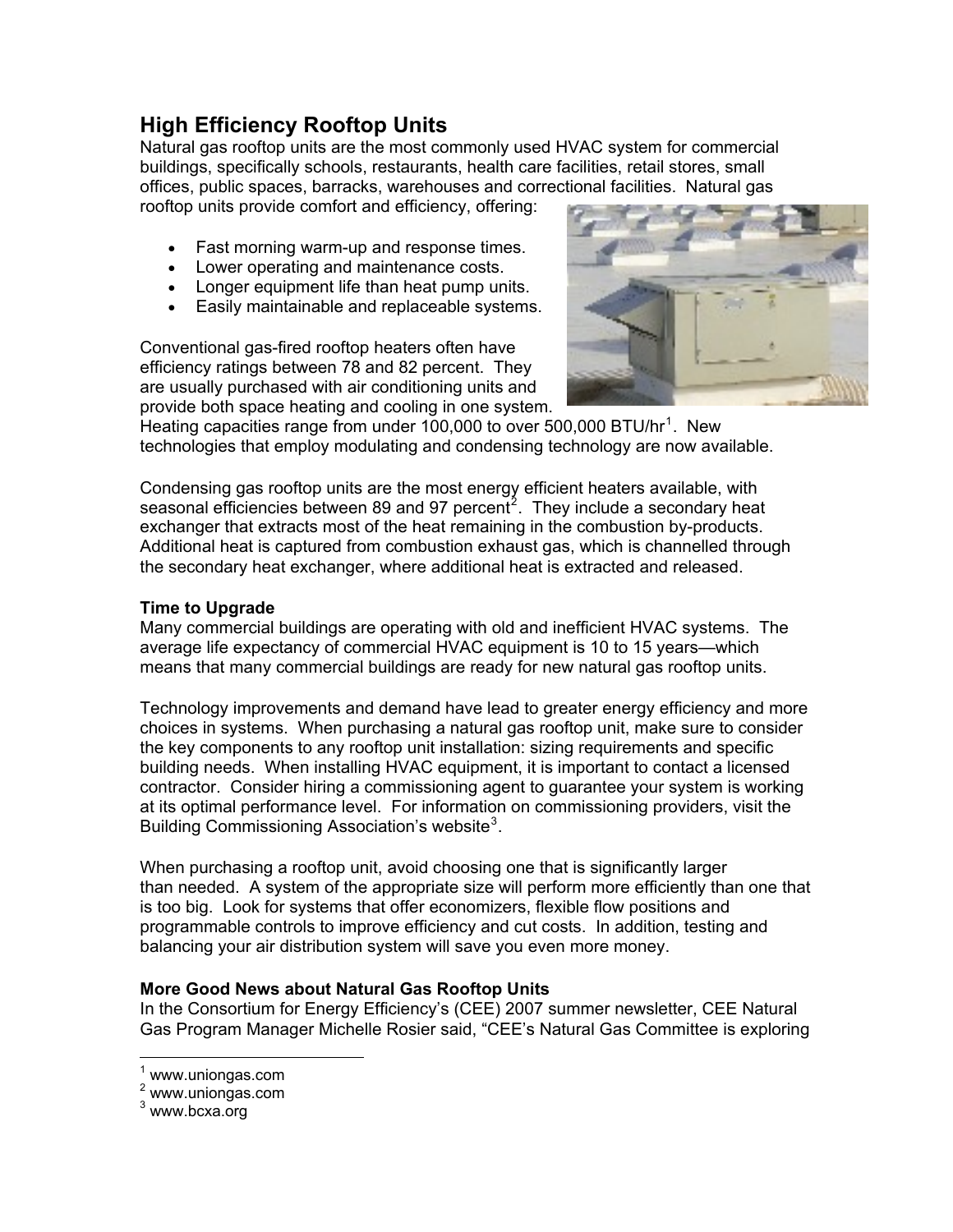## High Efficiency Rooftop Units

Natural gas rooftop units are the most commonly used HVAC system for commercial buildings, specifically schools, restaurants, health care facilities, retail stores, small offices, public spaces, barracks, warehouses and correctional facilities. Natural gas rooftop units provide comfort and efficiency, offering:

- Fast morning warm-up and response times.
- Lower operating and maintenance costs.
- Longer equipment life than heat pump units.
- Easily maintainable and replaceable systems.

Conventional gas-fired rooftop heaters often have efficiency ratings between 78 and 82 percent. They are usually purchased with air conditioning units and provide both space heating and cooling in one system. Heating capacities range from under 100,000 to over 500,000 BTU/hr[1]. New technologies that employ modulating and condensing technology are now available.

Condensing gas rooftop units are the most energy efficient heaters available, with seasonal efficiencies between 89 and 97 percent[2]. They include a secondary heat exchanger that extracts most of the heat remaining in the combustion by-products. Additional heat is captured from combustion exhaust gas, which is channelled through the secondary heat exchanger, where additional heat is extracted and released.

**Time to Upgrade**

Many commercial buildings are operating with old and inefficient HVAC systems. The average life expectancy of commercial HVAC equipment is 10 to 15 years—which means that many commercial buildings are ready for new natural gas rooftop units.

Technology improvements and demand have lead to greater energy efficiency and more choices in systems. When purchasing a natural gas rooftop unit, make sure to consider the key components to any rooftop unit installation: sizing requirements and specific building needs. When installing HVAC equipment, it is important to contact a licensed contractor. Consider hiring a commissioning agent to guarantee your system is working at its optimal performance level. For information on commissioning providers, visit the Building Commissioning Association's website[3].

When purchasing a rooftop unit, avoid choosing one that is significantly larger than needed. A system of the appropriate size will perform more efficiently than one that is too big. Look for systems that offer economizers, flexible flow positions and programmable controls to improve efficiency and cut costs. In addition, testing and balancing your air distribution system will save you even more money.

**More Good News about Natural Gas Rooftop Units**

In the Consortium for Energy Efficiency's (CEE) 2007 summer newsletter, CEE Natural Gas Program Manager Michelle Rosier said, "CEE's Natural Gas Committee is exploring

---

[1] www.uniongas.com
[2] www.uniongas.com
[3] www.bcxa.org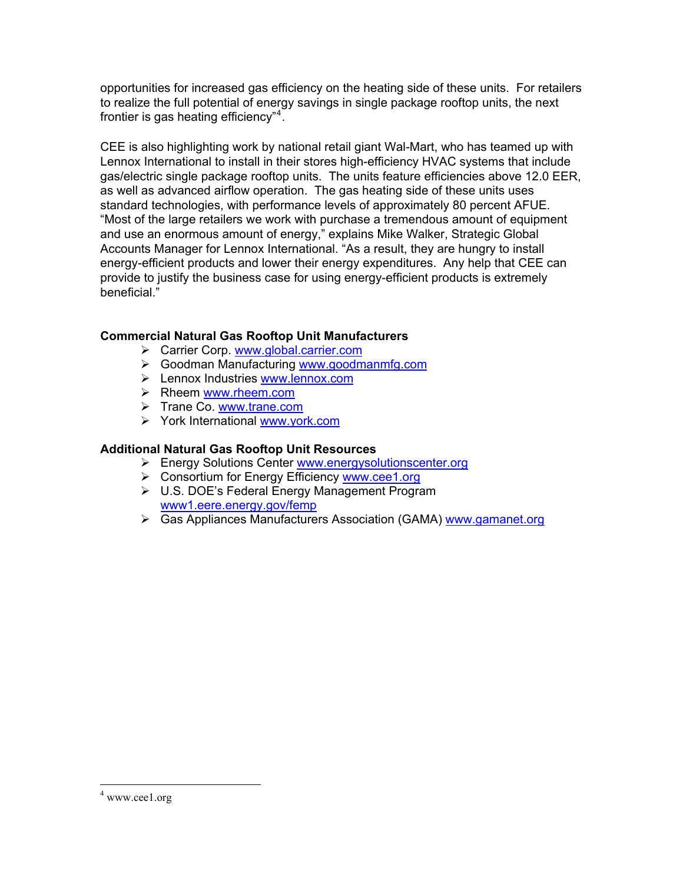opportunities for increased gas efficiency on the heating side of these units. For retailers to realize the full potential of energy savings in single package rooftop units, the next frontier is gas heating efficiency"[4].

CEE is also highlighting work by national retail giant Wal-Mart, who has teamed up with Lennox International to install in their stores high-efficiency HVAC systems that include gas/electric single package rooftop units. The units feature efficiencies above 12.0 EER, as well as advanced airflow operation. The gas heating side of these units uses standard technologies, with performance levels of approximately 80 percent AFUE. "Most of the large retailers we work with purchase a tremendous amount of equipment and use an enormous amount of energy," explains Mike Walker, Strategic Global Accounts Manager for Lennox International. "As a result, they are hungry to install energy-efficient products and lower their energy expenditures. Any help that CEE can provide to justify the business case for using energy-efficient products is extremely beneficial."

**Commercial Natural Gas Rooftop Unit Manufacturers**

- Carrier Corp. www.global.carrier.com
- Goodman Manufacturing www.goodmanmfg.com
- Lennox Industries www.lennox.com
- Rheem www.rheem.com
- Trane Co. www.trane.com
- York International www.york.com

**Additional Natural Gas Rooftop Unit Resources**

- Energy Solutions Center www.energysolutionscenter.org
- Consortium for Energy Efficiency www.cee1.org
- U.S. DOE's Federal Energy Management Program www1.eere.energy.gov/femp
- Gas Appliances Manufacturers Association (GAMA) www.gamanet.org

---

[4] www.cee1.org